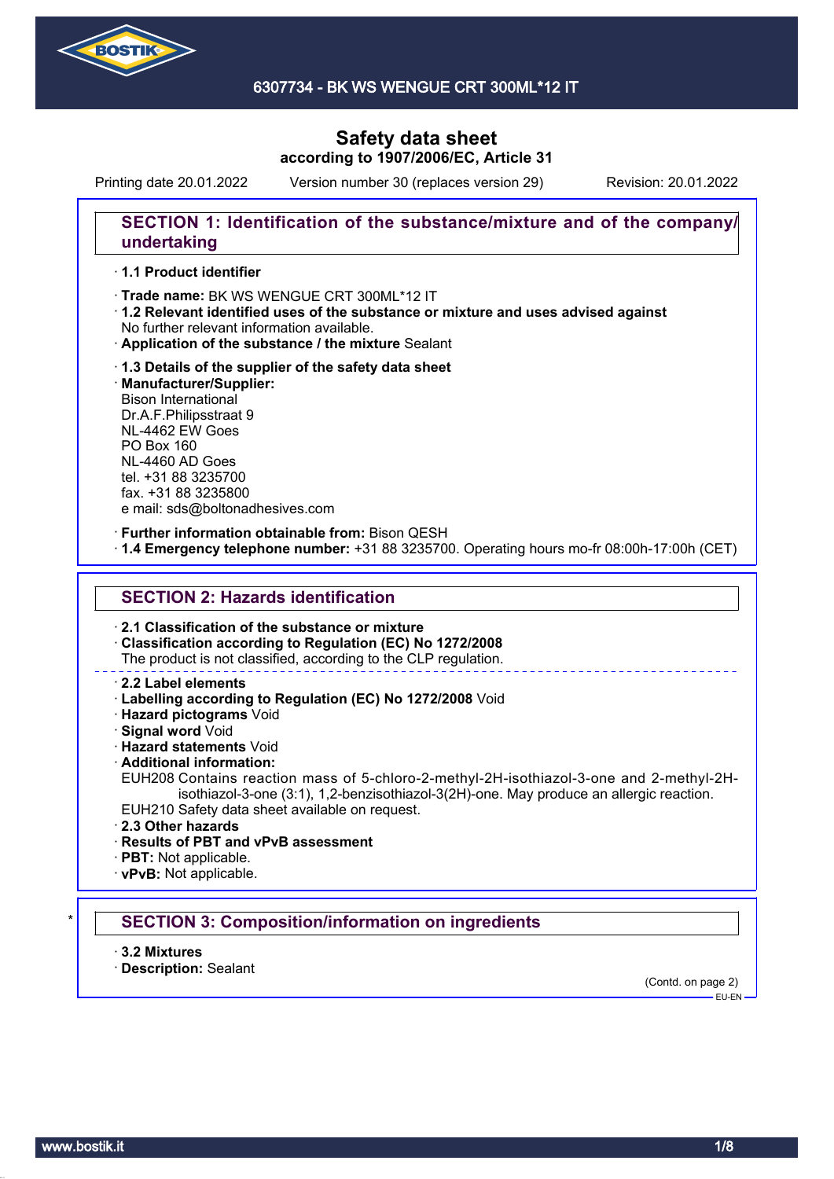# Safety data sheet
**according to 1907/2006/EC, Article 31**

Printing date 20.01.2022 Version number 30 (replaces version 29) Revision: 20.01.2022

## SECTION 1: Identification of the substance/mixture and of the company/undertaking

· **1.1 Product identifier**

· **Trade name:** BK WS WENGUE CRT 300ML*12 IT

· **1.2 Relevant identified uses of the substance or mixture and uses advised against**
No further relevant information available.

· **Application of the substance / the mixture** Sealant

· **1.3 Details of the supplier of the safety data sheet**

· **Manufacturer/Supplier:**
Bison International
Dr.A.F.Philipsstraat 9
NL-4462 EW Goes
PO Box 160
NL-4460 AD Goes
tel. +31 88 3235700
fax. +31 88 3235800
e mail: sds@boltonadhesives.com

· **Further information obtainable from:** Bison QESH

· **1.4 Emergency telephone number:** +31 88 3235700. Operating hours mo-fr 08:00h-17:00h (CET)

## SECTION 2: Hazards identification

· **2.1 Classification of the substance or mixture**

· **Classification according to Regulation (EC) No 1272/2008**
The product is not classified, according to the CLP regulation.

· **2.2 Label elements**

· **Labelling according to Regulation (EC) No 1272/2008** Void

· **Hazard pictograms** Void

· **Signal word** Void

· **Hazard statements** Void

· **Additional information:**
EUH208 Contains reaction mass of 5-chloro-2-methyl-2H-isothiazol-3-one and 2-methyl-2H-isothiazol-3-one (3:1), 1,2-benzisothiazol-3(2H)-one. May produce an allergic reaction.
EUH210 Safety data sheet available on request.

· **2.3 Other hazards**

· **Results of PBT and vPvB assessment**

· **PBT:** Not applicable.

· **vPvB:** Not applicable.

## * SECTION 3: Composition/information on ingredients

· **3.2 Mixtures**

· **Description:** Sealant

(Contd. on page 2)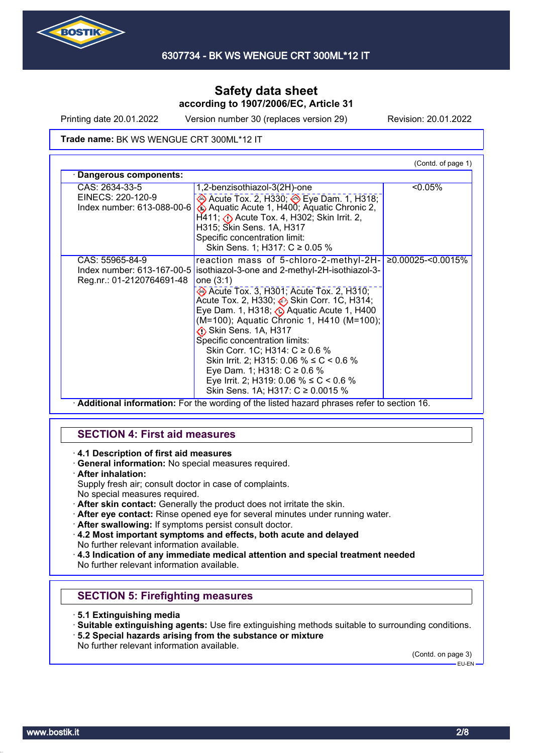# Safety data sheet
**according to 1907/2006/EC, Article 31**

Printing date 20.01.2022 Version number 30 (replaces version 29) Revision: 20.01.2022

**Trade name:** BK WS WENGUE CRT 300ML*12 IT

(Contd. of page 1)

· **Dangerous components:**

| | | |
|---|---|---|
| CAS: 2634-33-5<br>EINECS: 220-120-9<br>Index number: 613-088-00-6 | 1,2-benzisothiazol-3(2H)-one<br>Acute Tox. 2, H330; Eye Dam. 1, H318; Aquatic Acute 1, H400; Aquatic Chronic 2, H411; Acute Tox. 4, H302; Skin Irrit. 2, H315; Skin Sens. 1A, H317<br>Specific concentration limit:<br>Skin Sens. 1; H317: C ≥ 0.05 % | <0.05% |
| CAS: 55965-84-9<br>Index number: 613-167-00-5<br>Reg.nr.: 01-2120764691-48 | reaction mass of 5-chloro-2-methyl-2H-isothiazol-3-one and 2-methyl-2H-isothiazol-3-one (3:1)<br>Acute Tox. 3, H301; Acute Tox. 2, H310; Acute Tox. 2, H330; Skin Corr. 1C, H314; Eye Dam. 1, H318; Aquatic Acute 1, H400 (M=100); Aquatic Chronic 1, H410 (M=100); Skin Sens. 1A, H317<br>Specific concentration limits:<br>Skin Corr. 1C; H314: C ≥ 0.6 %<br>Skin Irrit. 2; H315: 0.06 % ≤ C < 0.6 %<br>Eye Dam. 1; H318: C ≥ 0.6 %<br>Eye Irrit. 2; H319: 0.06 % ≤ C < 0.6 %<br>Skin Sens. 1A; H317: C ≥ 0.0015 % | ≥0.00025-<0.0015% |

· **Additional information:** For the wording of the listed hazard phrases refer to section 16.

## SECTION 4: First aid measures

· **4.1 Description of first aid measures**
· **General information:** No special measures required.
· **After inhalation:**
Supply fresh air; consult doctor in case of complaints.
No special measures required.
· **After skin contact:** Generally the product does not irritate the skin.
· **After eye contact:** Rinse opened eye for several minutes under running water.
· **After swallowing:** If symptoms persist consult doctor.
· **4.2 Most important symptoms and effects, both acute and delayed**
No further relevant information available.
· **4.3 Indication of any immediate medical attention and special treatment needed**
No further relevant information available.

## SECTION 5: Firefighting measures

· **5.1 Extinguishing media**
· **Suitable extinguishing agents:** Use fire extinguishing methods suitable to surrounding conditions.
· **5.2 Special hazards arising from the substance or mixture**
No further relevant information available.

(Contd. on page 3)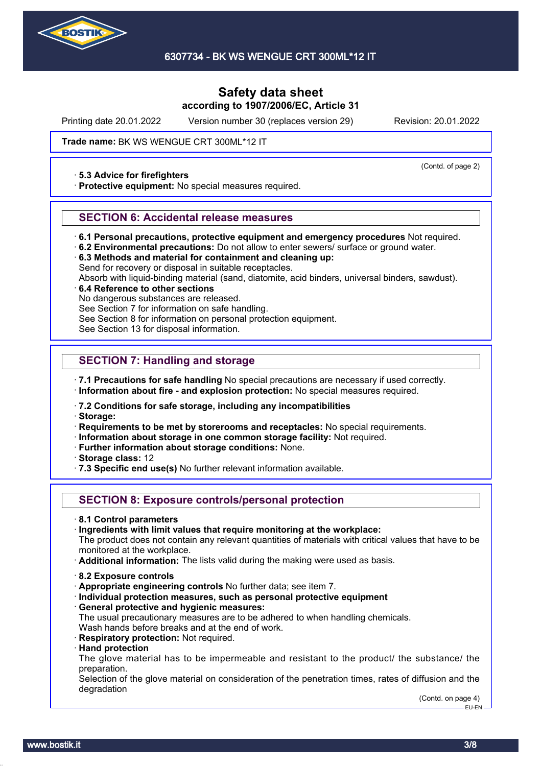**Trade name:** BK WS WENGUE CRT 300ML*12 IT

(Contd. of page 2)

· **5.3 Advice for firefighters**
· **Protective equipment:** No special measures required.

## SECTION 6: Accidental release measures

· **6.1 Personal precautions, protective equipment and emergency procedures** Not required.
· **6.2 Environmental precautions:** Do not allow to enter sewers/ surface or ground water.
· **6.3 Methods and material for containment and cleaning up:**
Send for recovery or disposal in suitable receptacles.
Absorb with liquid-binding material (sand, diatomite, acid binders, universal binders, sawdust).
· **6.4 Reference to other sections**
No dangerous substances are released.
See Section 7 for information on safe handling.
See Section 8 for information on personal protection equipment.
See Section 13 for disposal information.

## SECTION 7: Handling and storage

· **7.1 Precautions for safe handling** No special precautions are necessary if used correctly.
· **Information about fire - and explosion protection:** No special measures required.

· **7.2 Conditions for safe storage, including any incompatibilities**
· **Storage:**
· **Requirements to be met by storerooms and receptacles:** No special requirements.
· **Information about storage in one common storage facility:** Not required.
· **Further information about storage conditions:** None.
· **Storage class:** 12
· **7.3 Specific end use(s)** No further relevant information available.

## SECTION 8: Exposure controls/personal protection

· **8.1 Control parameters**
· **Ingredients with limit values that require monitoring at the workplace:**
The product does not contain any relevant quantities of materials with critical values that have to be monitored at the workplace.
· **Additional information:** The lists valid during the making were used as basis.

· **8.2 Exposure controls**
· **Appropriate engineering controls** No further data; see item 7.
· **Individual protection measures, such as personal protective equipment**
· **General protective and hygienic measures:**
The usual precautionary measures are to be adhered to when handling chemicals.
Wash hands before breaks and at the end of work.
· **Respiratory protection:** Not required.
· **Hand protection**
The glove material has to be impermeable and resistant to the product/ the substance/ the preparation.
Selection of the glove material on consideration of the penetration times, rates of diffusion and the degradation

(Contd. on page 4)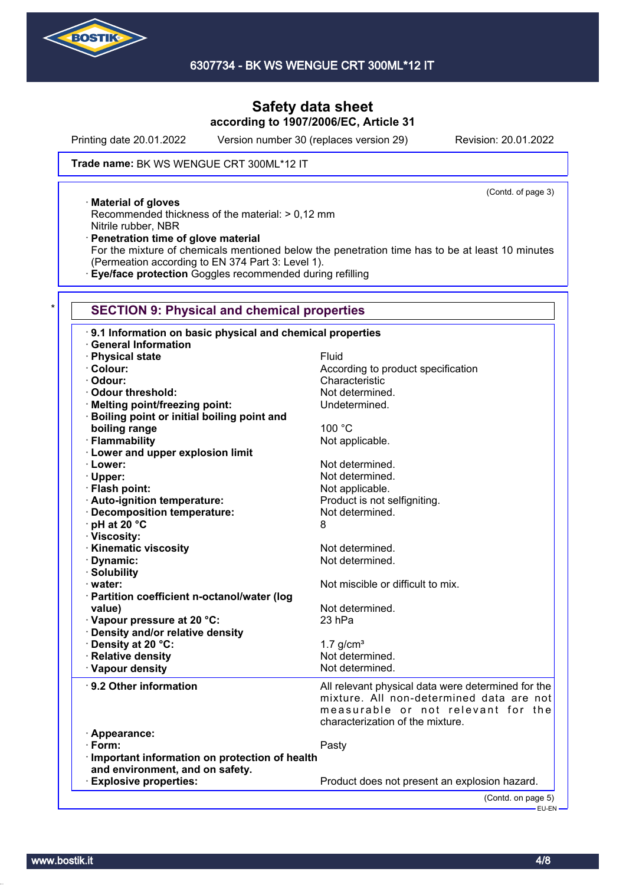**Trade name:** BK WS WENGUE CRT 300ML*12 IT

(Contd. of page 3)

· **Material of gloves**
Recommended thickness of the material: > 0,12 mm
Nitrile rubber, NBR
· **Penetration time of glove material**
For the mixture of chemicals mentioned below the penetration time has to be at least 10 minutes (Permeation according to EN 374 Part 3: Level 1).
· **Eye/face protection** Goggles recommended during refilling

*

## SECTION 9: Physical and chemical properties

· **9.1 Information on basic physical and chemical properties**
· **General Information**

| | |
|---|---|
| · **Physical state** | Fluid |
| · **Colour:** | According to product specification |
| · **Odour:** | Characteristic |
| · **Odour threshold:** | Not determined. |
| · **Melting point/freezing point:** | Undetermined. |
| · **Boiling point or initial boiling point and boiling range** | 100 °C |
| · **Flammability** | Not applicable. |
| · **Lower and upper explosion limit** | |
| · **Lower:** | Not determined. |
| · **Upper:** | Not determined. |
| · **Flash point:** | Not applicable. |
| · **Auto-ignition temperature:** | Product is not selfigniting. |
| · **Decomposition temperature:** | Not determined. |
| · **pH at 20 °C** | 8 |
| · **Viscosity:** | |
| · **Kinematic viscosity** | Not determined. |
| · **Dynamic:** | Not determined. |
| · **Solubility** | |
| · **water:** | Not miscible or difficult to mix. |
| · **Partition coefficient n-octanol/water (log value)** | Not determined. |
| · **Vapour pressure at 20 °C:** | 23 hPa |
| · **Density and/or relative density** | |
| · **Density at 20 °C:** | 1.7 g/cm³ |
| · **Relative density** | Not determined. |
| · **Vapour density** | Not determined. |
| · **9.2 Other information** | All relevant physical data were determined for the mixture. All non-determined data are not measurable or not relevant for the characterization of the mixture. |
| · **Appearance:** | |
| · **Form:** | Pasty |
| · **Important information on protection of health and environment, and on safety.** | |
| · **Explosive properties:** | Product does not present an explosion hazard. |

(Contd. on page 5)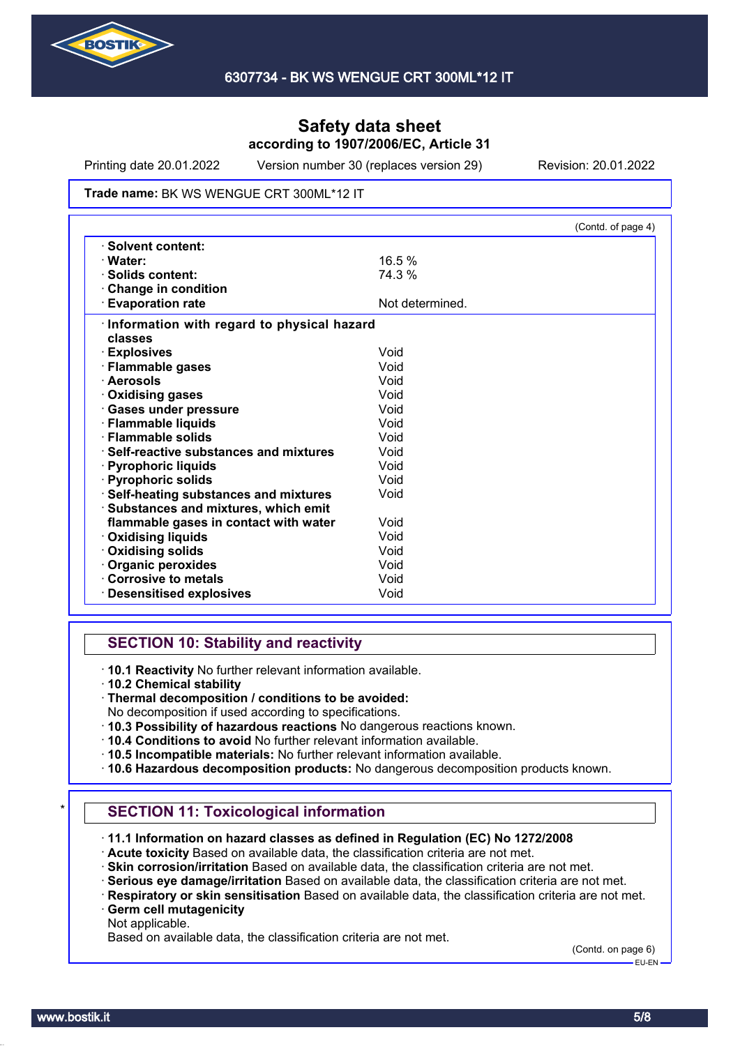# Safety data sheet
## according to 1907/2006/EC, Article 31

Printing date 20.01.2022 Version number 30 (replaces version 29) Revision: 20.01.2022

**Trade name:** BK WS WENGUE CRT 300ML*12 IT

(Contd. of page 4)

| | |
|---|---|
| · **Solvent content:** | |
| · **Water:** | 16.5 % |
| · **Solids content:** | 74.3 % |
| · **Change in condition** | |
| · **Evaporation rate** | Not determined. |

| | |
|---|---|
| · **Information with regard to physical hazard classes** | |
| · **Explosives** | Void |
| · **Flammable gases** | Void |
| · **Aerosols** | Void |
| · **Oxidising gases** | Void |
| · **Gases under pressure** | Void |
| · **Flammable liquids** | Void |
| · **Flammable solids** | Void |
| · **Self-reactive substances and mixtures** | Void |
| · **Pyrophoric liquids** | Void |
| · **Pyrophoric solids** | Void |
| · **Self-heating substances and mixtures** | Void |
| · **Substances and mixtures, which emit flammable gases in contact with water** | Void |
| · **Oxidising liquids** | Void |
| · **Oxidising solids** | Void |
| · **Organic peroxides** | Void |
| · **Corrosive to metals** | Void |
| · **Desensitised explosives** | Void |

## SECTION 10: Stability and reactivity

· **10.1 Reactivity** No further relevant information available.
· **10.2 Chemical stability**
· **Thermal decomposition / conditions to be avoided:**
No decomposition if used according to specifications.
· **10.3 Possibility of hazardous reactions** No dangerous reactions known.
· **10.4 Conditions to avoid** No further relevant information available.
· **10.5 Incompatible materials:** No further relevant information available.
· **10.6 Hazardous decomposition products:** No dangerous decomposition products known.

*

## SECTION 11: Toxicological information

· **11.1 Information on hazard classes as defined in Regulation (EC) No 1272/2008**
· **Acute toxicity** Based on available data, the classification criteria are not met.
· **Skin corrosion/irritation** Based on available data, the classification criteria are not met.
· **Serious eye damage/irritation** Based on available data, the classification criteria are not met.
· **Respiratory or skin sensitisation** Based on available data, the classification criteria are not met.
· **Germ cell mutagenicity**
Not applicable.
Based on available data, the classification criteria are not met.

(Contd. on page 6)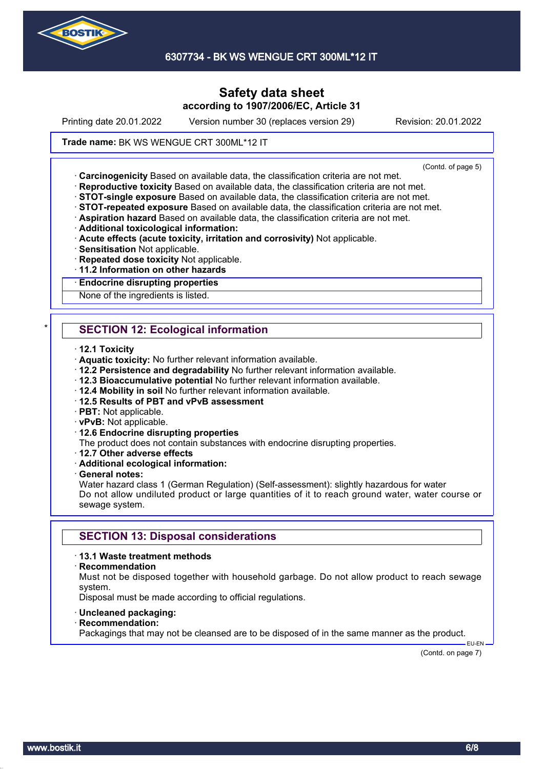**Trade name:** BK WS WENGUE CRT 300ML*12 IT

(Contd. of page 5)

· **Carcinogenicity** Based on available data, the classification criteria are not met.
· **Reproductive toxicity** Based on available data, the classification criteria are not met.
· **STOT-single exposure** Based on available data, the classification criteria are not met.
· **STOT-repeated exposure** Based on available data, the classification criteria are not met.
· **Aspiration hazard** Based on available data, the classification criteria are not met.
· **Additional toxicological information:**
· **Acute effects (acute toxicity, irritation and corrosivity)** Not applicable.
· **Sensitisation** Not applicable.
· **Repeated dose toxicity** Not applicable.
· **11.2 Information on other hazards**

· **Endocrine disrupting properties**
None of the ingredients is listed.

\*

## SECTION 12: Ecological information

· **12.1 Toxicity**
· **Aquatic toxicity:** No further relevant information available.
· **12.2 Persistence and degradability** No further relevant information available.
· **12.3 Bioaccumulative potential** No further relevant information available.
· **12.4 Mobility in soil** No further relevant information available.
· **12.5 Results of PBT and vPvB assessment**
· **PBT:** Not applicable.
· **vPvB:** Not applicable.
· **12.6 Endocrine disrupting properties**
The product does not contain substances with endocrine disrupting properties.
· **12.7 Other adverse effects**
· **Additional ecological information:**
· **General notes:**
Water hazard class 1 (German Regulation) (Self-assessment): slightly hazardous for water
Do not allow undiluted product or large quantities of it to reach ground water, water course or sewage system.

## SECTION 13: Disposal considerations

· **13.1 Waste treatment methods**
· **Recommendation**
Must not be disposed together with household garbage. Do not allow product to reach sewage system.
Disposal must be made according to official regulations.

· **Uncleaned packaging:**
· **Recommendation:**
Packagings that may not be cleansed are to be disposed of in the same manner as the product.

EU-EN

(Contd. on page 7)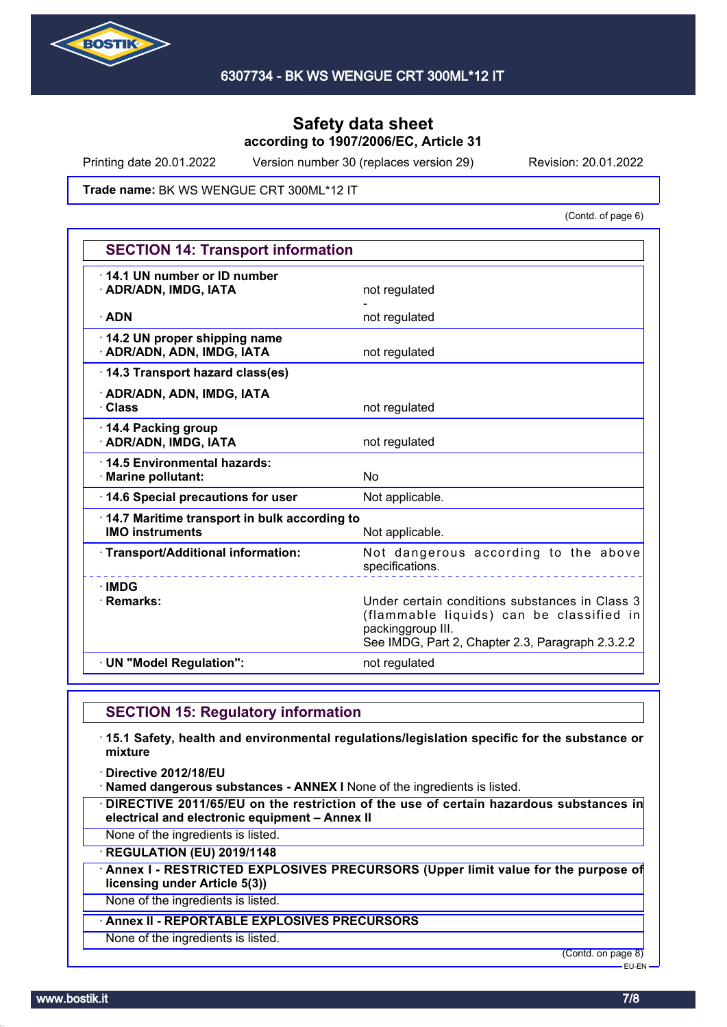**Safety data sheet**
**according to 1907/2006/EC, Article 31**

Printing date 20.01.2022 Version number 30 (replaces version 29) Revision: 20.01.2022

**Trade name:** BK WS WENGUE CRT 300ML*12 IT

(Contd. of page 6)

## SECTION 14: Transport information

| | |
|---|---|
| · **14.1 UN number or ID number** | |
| · **ADR/ADN, IMDG, IATA** | not regulated |
| | - |
| · **ADN** | not regulated |
| · **14.2 UN proper shipping name** | |
| · **ADR/ADN, ADN, IMDG, IATA** | not regulated |
| · **14.3 Transport hazard class(es)** | |
| · **ADR/ADN, ADN, IMDG, IATA** | |
| · **Class** | not regulated |
| · **14.4 Packing group** | |
| · **ADR/ADN, IMDG, IATA** | not regulated |
| · **14.5 Environmental hazards:** | |
| · **Marine pollutant:** | No |
| · **14.6 Special precautions for user** | Not applicable. |
| · **14.7 Maritime transport in bulk according to IMO instruments** | Not applicable. |
| · **Transport/Additional information:** | Not dangerous according to the above specifications. |
| · **IMDG** | |
| · **Remarks:** | Under certain conditions substances in Class 3 (flammable liquids) can be classified in packinggroup III. See IMDG, Part 2, Chapter 2.3, Paragraph 2.3.2.2 |
| · **UN "Model Regulation":** | not regulated |

## SECTION 15: Regulatory information

· **15.1 Safety, health and environmental regulations/legislation specific for the substance or mixture**

· **Directive 2012/18/EU**

· **Named dangerous substances - ANNEX I** None of the ingredients is listed.

· **DIRECTIVE 2011/65/EU on the restriction of the use of certain hazardous substances in electrical and electronic equipment – Annex II**

None of the ingredients is listed.

· **REGULATION (EU) 2019/1148**

· **Annex I - RESTRICTED EXPLOSIVES PRECURSORS (Upper limit value for the purpose of licensing under Article 5(3))**

None of the ingredients is listed.

· **Annex II - REPORTABLE EXPLOSIVES PRECURSORS**

None of the ingredients is listed.

(Contd. on page 8)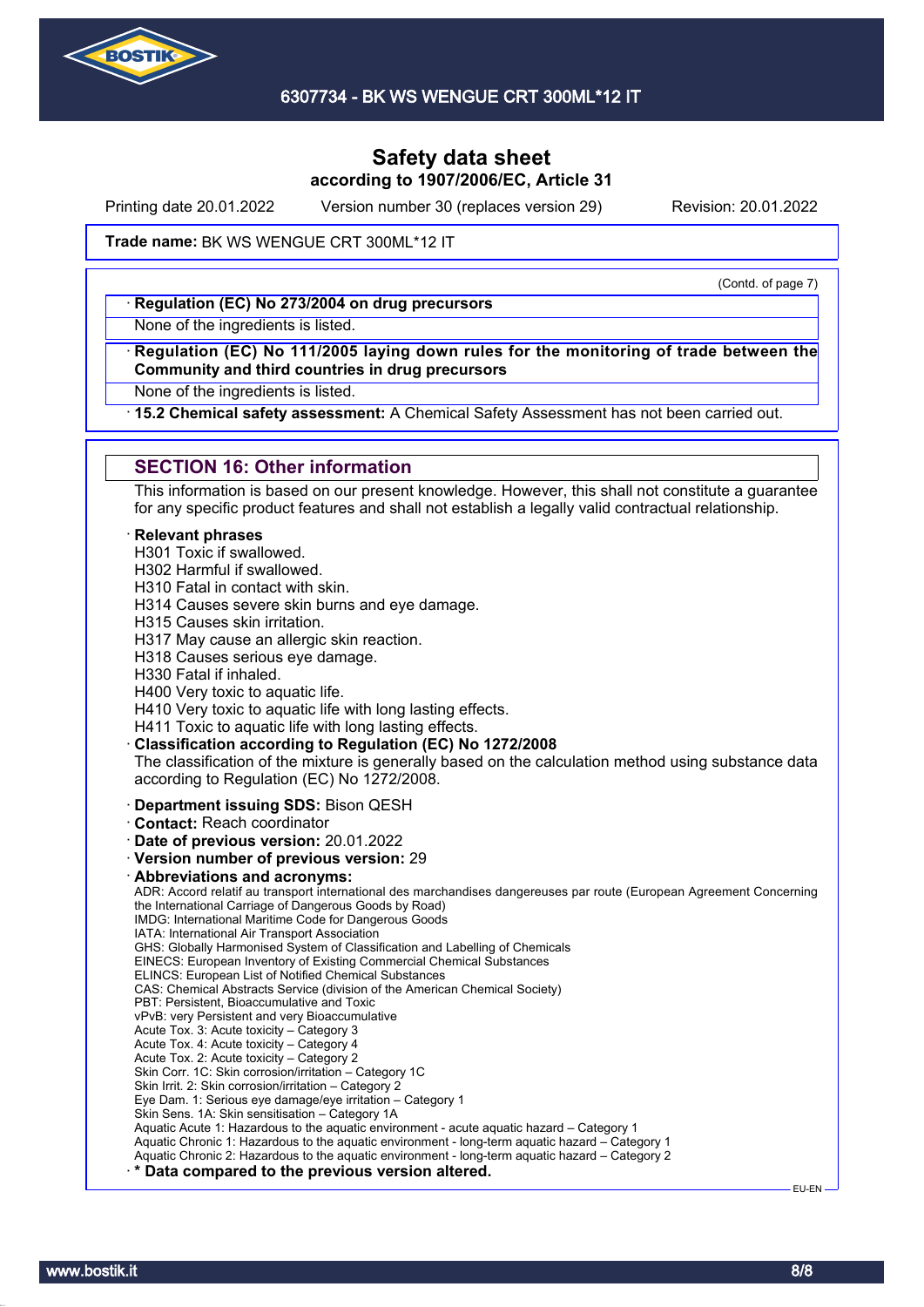# Safety data sheet
according to 1907/2006/EC, Article 31

Printing date 20.01.2022 Version number 30 (replaces version 29) Revision: 20.01.2022

**Trade name:** BK WS WENGUE CRT 300ML*12 IT

(Contd. of page 7)

· **Regulation (EC) No 273/2004 on drug precursors**

None of the ingredients is listed.

· **Regulation (EC) No 111/2005 laying down rules for the monitoring of trade between the Community and third countries in drug precursors**

None of the ingredients is listed.

· **15.2 Chemical safety assessment:** A Chemical Safety Assessment has not been carried out.

## SECTION 16: Other information

This information is based on our present knowledge. However, this shall not constitute a guarantee for any specific product features and shall not establish a legally valid contractual relationship.

· **Relevant phrases**

H301 Toxic if swallowed.
H302 Harmful if swallowed.
H310 Fatal in contact with skin.
H314 Causes severe skin burns and eye damage.
H315 Causes skin irritation.
H317 May cause an allergic skin reaction.
H318 Causes serious eye damage.
H330 Fatal if inhaled.
H400 Very toxic to aquatic life.
H410 Very toxic to aquatic life with long lasting effects.
H411 Toxic to aquatic life with long lasting effects.

· **Classification according to Regulation (EC) No 1272/2008**

The classification of the mixture is generally based on the calculation method using substance data according to Regulation (EC) No 1272/2008.

· **Department issuing SDS:** Bison QESH
· **Contact:** Reach coordinator
· **Date of previous version:** 20.01.2022
· **Version number of previous version:** 29
· **Abbreviations and acronyms:**

ADR: Accord relatif au transport international des marchandises dangereuses par route (European Agreement Concerning the International Carriage of Dangerous Goods by Road)
IMDG: International Maritime Code for Dangerous Goods
IATA: International Air Transport Association
GHS: Globally Harmonised System of Classification and Labelling of Chemicals
EINECS: European Inventory of Existing Commercial Chemical Substances
ELINCS: European List of Notified Chemical Substances
CAS: Chemical Abstracts Service (division of the American Chemical Society)
PBT: Persistent, Bioaccumulative and Toxic
vPvB: very Persistent and very Bioaccumulative
Acute Tox. 3: Acute toxicity – Category 3
Acute Tox. 4: Acute toxicity – Category 4
Acute Tox. 2: Acute toxicity – Category 2
Skin Corr. 1C: Skin corrosion/irritation – Category 1C
Skin Irrit. 2: Skin corrosion/irritation – Category 2
Eye Dam. 1: Serious eye damage/eye irritation – Category 1
Skin Sens. 1A: Skin sensitisation – Category 1A
Aquatic Acute 1: Hazardous to the aquatic environment - acute aquatic hazard – Category 1
Aquatic Chronic 1: Hazardous to the aquatic environment - long-term aquatic hazard – Category 1
Aquatic Chronic 2: Hazardous to the aquatic environment - long-term aquatic hazard – Category 2

· **\* Data compared to the previous version altered.**

EU-EN